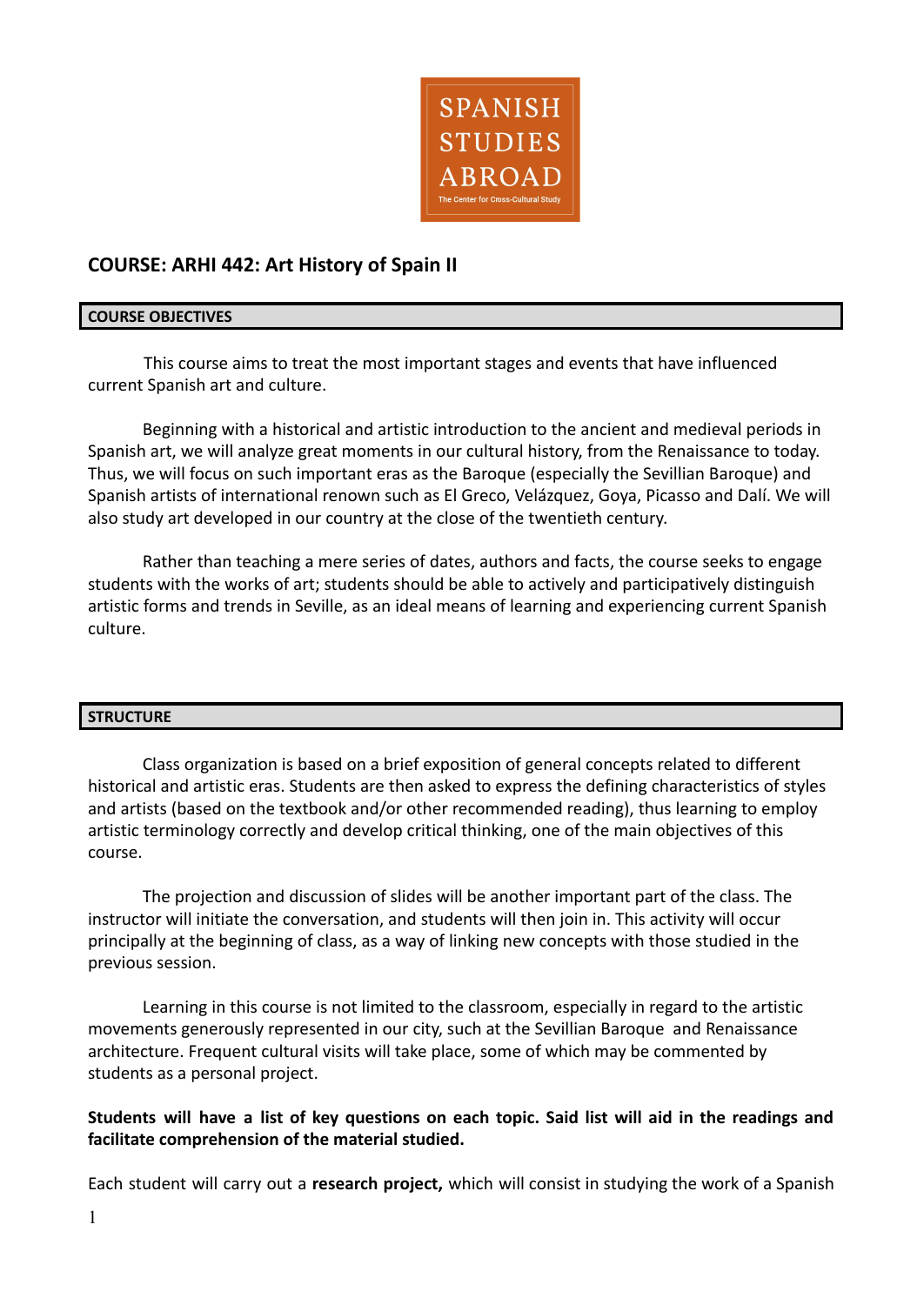SPANISH STUDIES ABROAD

The Center for Cross-Cultural Study

## COURSE: ARHI 442: Art History of Spain II

### COURSE OBJECTIVES

This course aims to treat the most important stages and events that have influenced current Spanish art and culture.

Beginning with a historical and artistic introduction to the ancient and medieval periods in Spanish art, we will analyze great moments in our cultural history, from the Renaissance to today. Thus, we will focus on such important eras as the Baroque (especially the Sevillian Baroque) and Spanish artists of international renown such as El Greco, Velázquez, Goya, Picasso and Dalí. We will also study art developed in our country at the close of the twentieth century.

Rather than teaching a mere series of dates, authors and facts, the course seeks to engage students with the works of art; students should be able to actively and participatively distinguish artistic forms and trends in Seville, as an ideal means of learning and experiencing current Spanish culture.

### STRUCTURE

Class organization is based on a brief exposition of general concepts related to different historical and artistic eras. Students are then asked to express the defining characteristics of styles and artists (based on the textbook and/or other recommended reading), thus learning to employ artistic terminology correctly and develop critical thinking, one of the main objectives of this course.

The projection and discussion of slides will be another important part of the class. The instructor will initiate the conversation, and students will then join in. This activity will occur principally at the beginning of class, as a way of linking new concepts with those studied in the previous session.

Learning in this course is not limited to the classroom, especially in regard to the artistic movements generously represented in our city, such at the Sevillian Baroque and Renaissance architecture. Frequent cultural visits will take place, some of which may be commented by students as a personal project.

**Students will have a list of key questions on each topic. Said list will aid in the readings and facilitate comprehension of the material studied.**

Each student will carry out a **research project,** which will consist in studying the work of a Spanish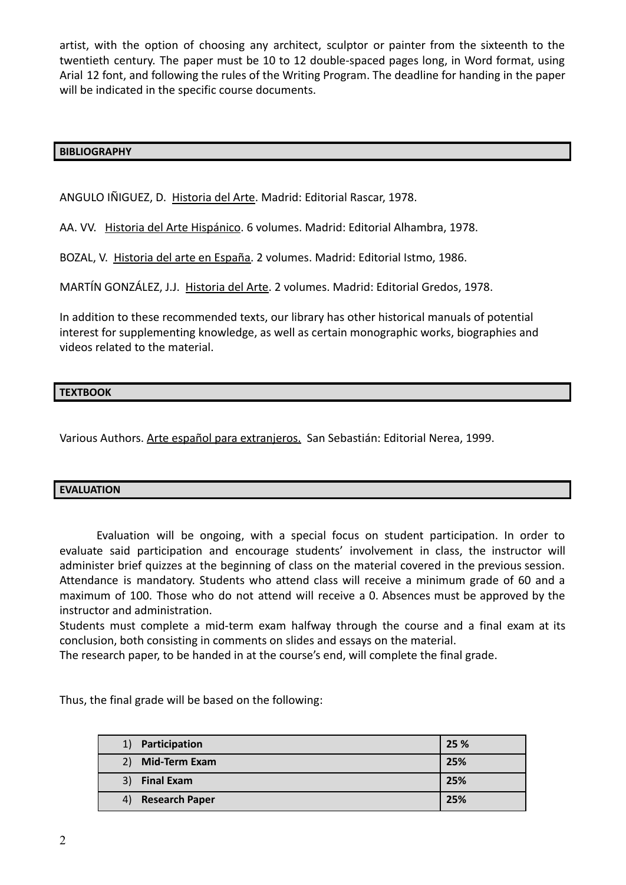artist, with the option of choosing any architect, sculptor or painter from the sixteenth to the twentieth century. The paper must be 10 to 12 double-spaced pages long, in Word format, using Arial 12 font, and following the rules of the Writing Program. The deadline for handing in the paper will be indicated in the specific course documents.

## BIBLIOGRAPHY

ANGULO IÑIGUEZ, D. Historia del Arte. Madrid: Editorial Rascar, 1978.

AA. VV. Historia del Arte Hispánico. 6 volumes. Madrid: Editorial Alhambra, 1978.

BOZAL, V. Historia del arte en España. 2 volumes. Madrid: Editorial Istmo, 1986.

MARTÍN GONZÁLEZ, J.J. Historia del Arte. 2 volumes. Madrid: Editorial Gredos, 1978.

In addition to these recommended texts, our library has other historical manuals of potential interest for supplementing knowledge, as well as certain monographic works, biographies and videos related to the material.

## TEXTBOOK

Various Authors. Arte español para extranjeros. San Sebastián: Editorial Nerea, 1999.

## EVALUATION

Evaluation will be ongoing, with a special focus on student participation. In order to evaluate said participation and encourage students' involvement in class, the instructor will administer brief quizzes at the beginning of class on the material covered in the previous session. Attendance is mandatory. Students who attend class will receive a minimum grade of 60 and a maximum of 100. Those who do not attend will receive a 0. Absences must be approved by the instructor and administration.

Students must complete a mid-term exam halfway through the course and a final exam at its conclusion, both consisting in comments on slides and essays on the material.

The research paper, to be handed in at the course's end, will complete the final grade.

Thus, the final grade will be based on the following:

| Component | Weight |
|---|---|
| 1) **Participation** | **25 %** |
| 2) **Mid-Term Exam** | **25%** |
| 3) **Final Exam** | **25%** |
| 4) **Research Paper** | **25%** |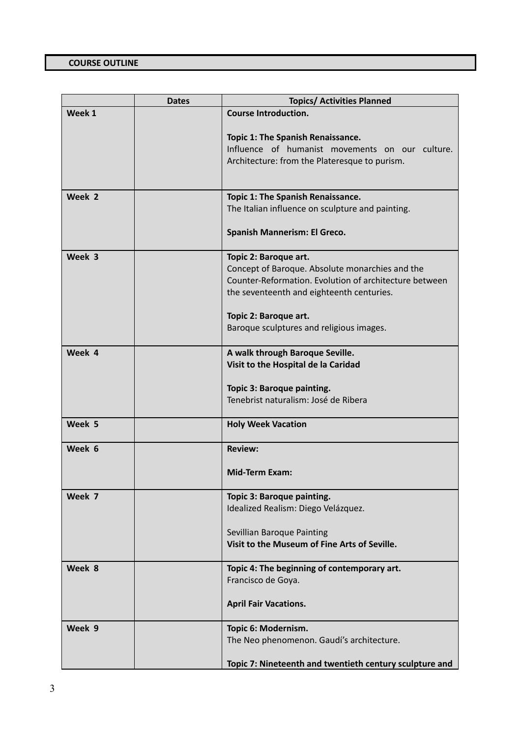## COURSE OUTLINE

| | Dates | Topics/ Activities Planned |
|---|---|---|
| **Week 1** | | **Course Introduction.**<br><br>**Topic 1: The Spanish Renaissance.**<br>Influence of humanist movements on our culture. Architecture: from the Plateresque to purism. |
| **Week 2** | | **Topic 1: The Spanish Renaissance.**<br>The Italian influence on sculpture and painting.<br><br>**Spanish Mannerism: El Greco.** |
| **Week 3** | | **Topic 2: Baroque art.**<br>Concept of Baroque. Absolute monarchies and the Counter-Reformation. Evolution of architecture between the seventeenth and eighteenth centuries.<br><br>**Topic 2: Baroque art.**<br>Baroque sculptures and religious images. |
| **Week 4** | | **A walk through Baroque Seville.**<br>**Visit to the Hospital de la Caridad**<br><br>**Topic 3: Baroque painting.**<br>Tenebrist naturalism: José de Ribera |
| **Week 5** | | **Holy Week Vacation** |
| **Week 6** | | **Review:**<br><br>**Mid-Term Exam:** |
| **Week 7** | | **Topic 3: Baroque painting.**<br>Idealized Realism: Diego Velázquez.<br><br>Sevillian Baroque Painting<br>**Visit to the Museum of Fine Arts of Seville.** |
| **Week 8** | | **Topic 4: The beginning of contemporary art.**<br>Francisco de Goya.<br><br>**April Fair Vacations.** |
| **Week 9** | | **Topic 6: Modernism.**<br>The Neo phenomenon. Gaudí's architecture.<br><br>**Topic 7: Nineteenth and twentieth century sculpture and** |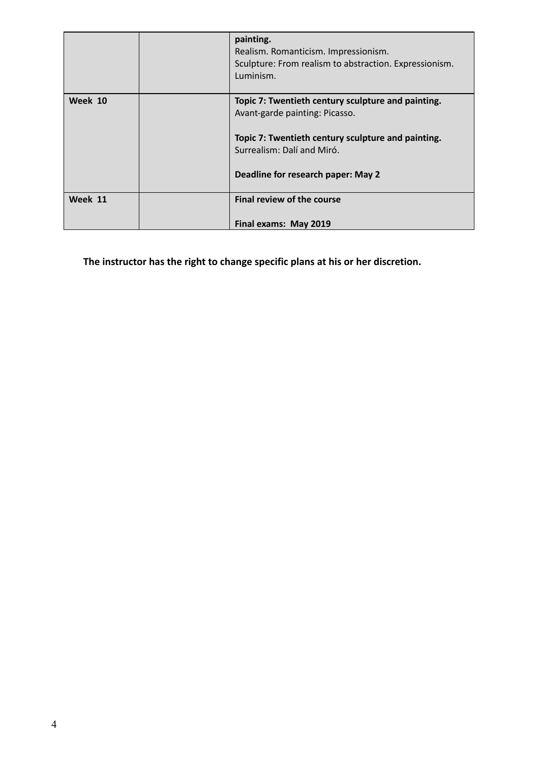| | | |
|---|---|---|
| | | **painting.**<br>Realism. Romanticism. Impressionism.<br>Sculpture: From realism to abstraction. Expressionism.<br>Luminism. |
| **Week 10** | | **Topic 7: Twentieth century sculpture and painting.**<br>Avant-garde painting: Picasso.<br><br>**Topic 7: Twentieth century sculpture and painting.**<br>Surrealism: Dalí and Miró.<br><br>**Deadline for research paper: May 2** |
| **Week 11** | | **Final review of the course**<br><br>**Final exams: May 2019** |

**The instructor has the right to change specific plans at his or her discretion.**